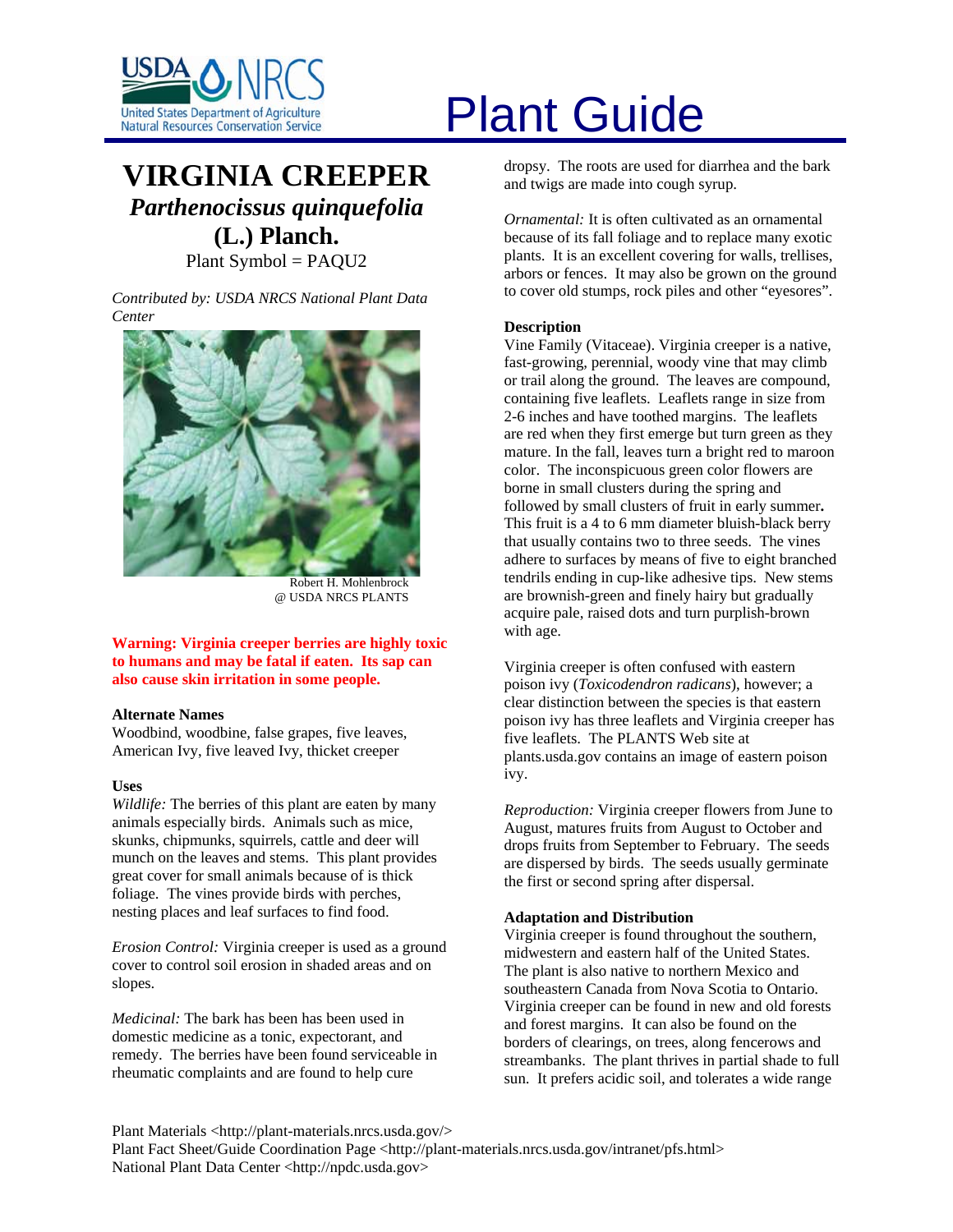# Plant Guide

## VIRGINIA CREEPER
### *Parthenocissus quinquefolia* (L.) Planch.

Plant Symbol = PAQU2

*Contributed by: USDA NRCS National Plant Data Center*

Robert H. Mohlenbrock
@ USDA NRCS PLANTS

**Warning: Virginia creeper berries are highly toxic to humans and may be fatal if eaten. Its sap can also cause skin irritation in some people.**

### Alternate Names

Woodbind, woodbine, false grapes, five leaves, American Ivy, five leaved Ivy, thicket creeper

### Uses

*Wildlife:* The berries of this plant are eaten by many animals especially birds. Animals such as mice, skunks, chipmunks, squirrels, cattle and deer will munch on the leaves and stems. This plant provides great cover for small animals because of is thick foliage. The vines provide birds with perches, nesting places and leaf surfaces to find food.

*Erosion Control:* Virginia creeper is used as a ground cover to control soil erosion in shaded areas and on slopes.

*Medicinal:* The bark has been has been used in domestic medicine as a tonic, expectorant, and remedy. The berries have been found serviceable in rheumatic complaints and are found to help cure dropsy. The roots are used for diarrhea and the bark and twigs are made into cough syrup.

*Ornamental:* It is often cultivated as an ornamental because of its fall foliage and to replace many exotic plants. It is an excellent covering for walls, trellises, arbors or fences. It may also be grown on the ground to cover old stumps, rock piles and other "eyesores".

### Description

Vine Family (Vitaceae). Virginia creeper is a native, fast-growing, perennial, woody vine that may climb or trail along the ground. The leaves are compound, containing five leaflets. Leaflets range in size from 2-6 inches and have toothed margins. The leaflets are red when they first emerge but turn green as they mature. In the fall, leaves turn a bright red to maroon color. The inconspicuous green color flowers are borne in small clusters during the spring and followed by small clusters of fruit in early summer**.** This fruit is a 4 to 6 mm diameter bluish-black berry that usually contains two to three seeds. The vines adhere to surfaces by means of five to eight branched tendrils ending in cup-like adhesive tips. New stems are brownish-green and finely hairy but gradually acquire pale, raised dots and turn purplish-brown with age.

Virginia creeper is often confused with eastern poison ivy (*Toxicodendron radicans*), however; a clear distinction between the species is that eastern poison ivy has three leaflets and Virginia creeper has five leaflets. The PLANTS Web site at plants.usda.gov contains an image of eastern poison ivy.

*Reproduction:* Virginia creeper flowers from June to August, matures fruits from August to October and drops fruits from September to February. The seeds are dispersed by birds. The seeds usually germinate the first or second spring after dispersal.

### Adaptation and Distribution

Virginia creeper is found throughout the southern, midwestern and eastern half of the United States. The plant is also native to northern Mexico and southeastern Canada from Nova Scotia to Ontario. Virginia creeper can be found in new and old forests and forest margins. It can also be found on the borders of clearings, on trees, along fencerows and streambanks. The plant thrives in partial shade to full sun. It prefers acidic soil, and tolerates a wide range

Plant Materials <http://plant-materials.nrcs.usda.gov/>
Plant Fact Sheet/Guide Coordination Page <http://plant-materials.nrcs.usda.gov/intranet/pfs.html>
National Plant Data Center <http://npdc.usda.gov>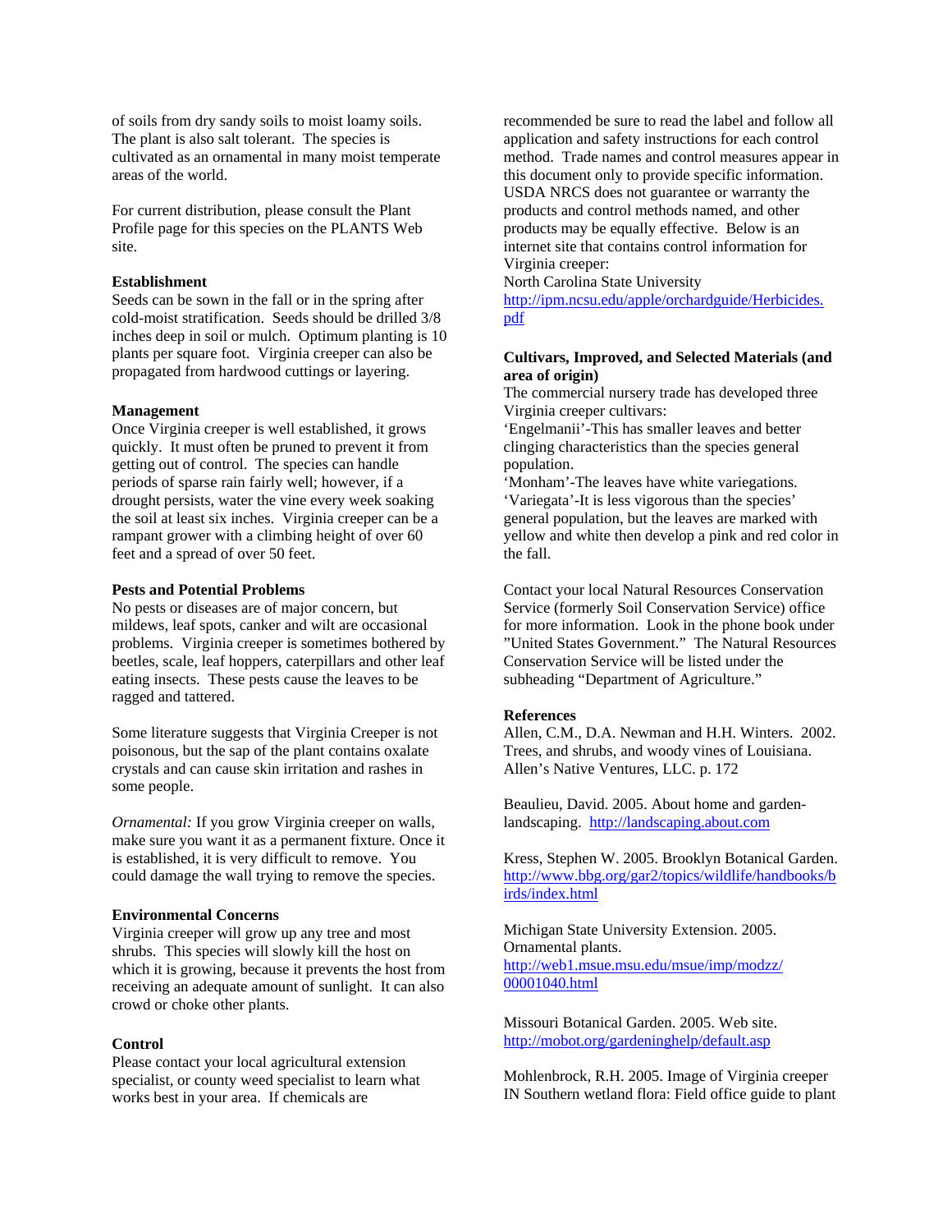of soils from dry sandy soils to moist loamy soils. The plant is also salt tolerant. The species is cultivated as an ornamental in many moist temperate areas of the world.

For current distribution, please consult the Plant Profile page for this species on the PLANTS Web site.

**Establishment**

Seeds can be sown in the fall or in the spring after cold-moist stratification. Seeds should be drilled 3/8 inches deep in soil or mulch. Optimum planting is 10 plants per square foot. Virginia creeper can also be propagated from hardwood cuttings or layering.

**Management**

Once Virginia creeper is well established, it grows quickly. It must often be pruned to prevent it from getting out of control. The species can handle periods of sparse rain fairly well; however, if a drought persists, water the vine every week soaking the soil at least six inches. Virginia creeper can be a rampant grower with a climbing height of over 60 feet and a spread of over 50 feet.

**Pests and Potential Problems**

No pests or diseases are of major concern, but mildews, leaf spots, canker and wilt are occasional problems. Virginia creeper is sometimes bothered by beetles, scale, leaf hoppers, caterpillars and other leaf eating insects. These pests cause the leaves to be ragged and tattered.

Some literature suggests that Virginia Creeper is not poisonous, but the sap of the plant contains oxalate crystals and can cause skin irritation and rashes in some people.

*Ornamental:* If you grow Virginia creeper on walls, make sure you want it as a permanent fixture. Once it is established, it is very difficult to remove. You could damage the wall trying to remove the species.

**Environmental Concerns**

Virginia creeper will grow up any tree and most shrubs. This species will slowly kill the host on which it is growing, because it prevents the host from receiving an adequate amount of sunlight. It can also crowd or choke other plants.

**Control**

Please contact your local agricultural extension specialist, or county weed specialist to learn what works best in your area. If chemicals are recommended be sure to read the label and follow all application and safety instructions for each control method. Trade names and control measures appear in this document only to provide specific information. USDA NRCS does not guarantee or warranty the products and control methods named, and other products may be equally effective. Below is an internet site that contains control information for Virginia creeper:
North Carolina State University
http://ipm.ncsu.edu/apple/orchardguide/Herbicides.pdf

**Cultivars, Improved, and Selected Materials (and area of origin)**

The commercial nursery trade has developed three Virginia creeper cultivars:
'Engelmanii'-This has smaller leaves and better clinging characteristics than the species general population.
'Monham'-The leaves have white variegations.
'Variegata'-It is less vigorous than the species' general population, but the leaves are marked with yellow and white then develop a pink and red color in the fall.

Contact your local Natural Resources Conservation Service (formerly Soil Conservation Service) office for more information. Look in the phone book under "United States Government." The Natural Resources Conservation Service will be listed under the subheading "Department of Agriculture."

**References**

Allen, C.M., D.A. Newman and H.H. Winters. 2002. Trees, and shrubs, and woody vines of Louisiana. Allen's Native Ventures, LLC. p. 172

Beaulieu, David. 2005. About home and garden-landscaping. http://landscaping.about.com

Kress, Stephen W. 2005. Brooklyn Botanical Garden. http://www.bbg.org/gar2/topics/wildlife/handbooks/birds/index.html

Michigan State University Extension. 2005. Ornamental plants. http://web1.msue.msu.edu/msue/imp/modzz/00001040.html

Missouri Botanical Garden. 2005. Web site. http://mobot.org/gardeninghelp/default.asp

Mohlenbrock, R.H. 2005. Image of Virginia creeper IN Southern wetland flora: Field office guide to plant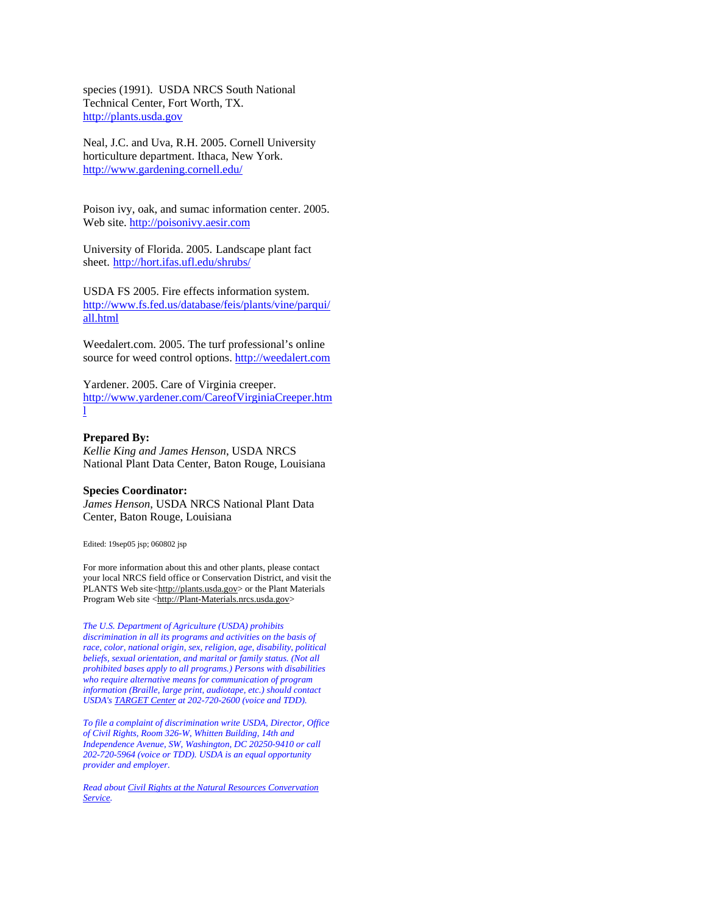species (1991). USDA NRCS South National Technical Center, Fort Worth, TX. http://plants.usda.gov

Neal, J.C. and Uva, R.H. 2005. Cornell University horticulture department. Ithaca, New York. http://www.gardening.cornell.edu/

Poison ivy, oak, and sumac information center. 2005. Web site. http://poisonivy.aesir.com

University of Florida. 2005. Landscape plant fact sheet. http://hort.ifas.ufl.edu/shrubs/

USDA FS 2005. Fire effects information system. http://www.fs.fed.us/database/feis/plants/vine/parqui/all.html

Weedalert.com. 2005. The turf professional's online source for weed control options. http://weedalert.com

Yardener. 2005. Care of Virginia creeper. http://www.yardener.com/CareofVirginiaCreeper.html

**Prepared By:**
*Kellie King and James Henson*, USDA NRCS National Plant Data Center, Baton Rouge, Louisiana

**Species Coordinator:**
*James Henson*, USDA NRCS National Plant Data Center, Baton Rouge, Louisiana

Edited: 19sep05 jsp; 060802 jsp

For more information about this and other plants, please contact your local NRCS field office or Conservation District, and visit the PLANTS Web site<http://plants.usda.gov> or the Plant Materials Program Web site <http://Plant-Materials.nrcs.usda.gov>

*The U.S. Department of Agriculture (USDA) prohibits discrimination in all its programs and activities on the basis of race, color, national origin, sex, religion, age, disability, political beliefs, sexual orientation, and marital or family status. (Not all prohibited bases apply to all programs.) Persons with disabilities who require alternative means for communication of program information (Braille, large print, audiotape, etc.) should contact USDA's TARGET Center at 202-720-2600 (voice and TDD).*

*To file a complaint of discrimination write USDA, Director, Office of Civil Rights, Room 326-W, Whitten Building, 14th and Independence Avenue, SW, Washington, DC 20250-9410 or call 202-720-5964 (voice or TDD). USDA is an equal opportunity provider and employer.*

*Read about Civil Rights at the Natural Resources Convervation Service.*